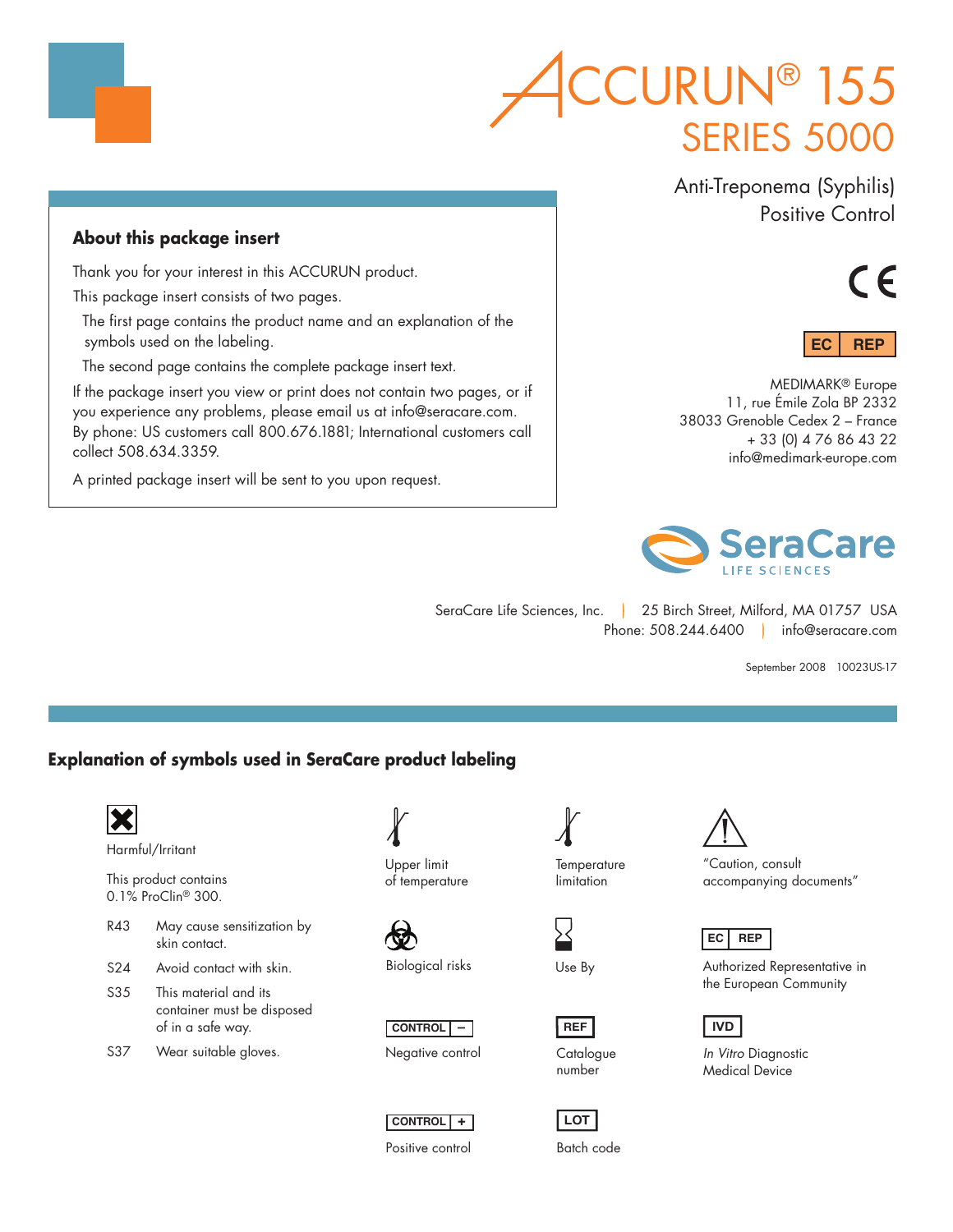# ACCURUN® 155
## SERIES 5000

Anti-Treponema (Syphilis) Positive Control

CE

EC REP

MEDIMARK® Europe
11, rue Émile Zola BP 2332
38033 Grenoble Cedex 2 – France
+ 33 (0) 4 76 86 43 22
info@medimark-europe.com

### About this package insert

Thank you for your interest in this ACCURUN product.

This package insert consists of two pages.

The first page contains the product name and an explanation of the symbols used on the labeling.

The second page contains the complete package insert text.

If the package insert you view or print does not contain two pages, or if you experience any problems, please email us at info@seracare.com. By phone: US customers call 800.676.1881; International customers call collect 508.634.3359.

A printed package insert will be sent to you upon request.

SeraCare LIFE SCIENCES

SeraCare Life Sciences, Inc. | 25 Birch Street, Milford, MA 01757 USA
Phone: 508.244.6400 | info@seracare.com

September 2008 10023US-17

## Explanation of symbols used in SeraCare product labeling

Harmful/Irritant

This product contains 0.1% ProClin® 300.

| | |
|---|---|
| R43 | May cause sensitization by skin contact. |
| S24 | Avoid contact with skin. |
| S35 | This material and its container must be disposed of in a safe way. |
| S37 | Wear suitable gloves. |

Upper limit of temperature

Biological risks

CONTROL – : Negative control

CONTROL + : Positive control

Temperature limitation

Use By

REF : Catalogue number

LOT : Batch code

"Caution, consult accompanying documents"

EC REP : Authorized Representative in the European Community

IVD : *In Vitro* Diagnostic Medical Device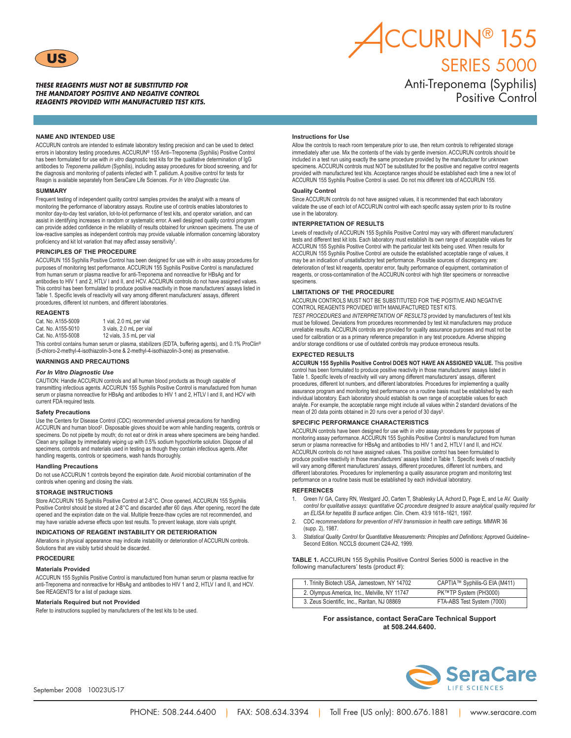US

***THESE REAGENTS MUST NOT BE SUBSTITUTED FOR THE MANDATORY POSITIVE AND NEGATIVE CONTROL REAGENTS PROVIDED WITH MANUFACTURED TEST KITS.***

# ACCURUN® 155
# SERIES 5000
## Anti-Treponema (Syphilis) Positive Control

### NAME AND INTENDED USE

ACCURUN controls are intended to estimate laboratory testing precision and can be used to detect errors in laboratory testing procedures. ACCURUN® 155 Anti–Treponema (Syphilis) Positive Control has been formulated for use with *in vitro* diagnostic test kits for the qualitative determination of IgG antibodies to *Treponema pallidum* (Syphilis), including assay procedures for blood screening, and for the diagnosis and monitoring of patients infected with T. pallidum. A positive control for tests for Reagin is available separately from SeraCare Life Sciences. *For In Vitro Diagnostic Use*.

### SUMMARY

Frequent testing of independent quality control samples provides the analyst with a means of monitoring the performance of laboratory assays. Routine use of controls enables laboratories to monitor day-to-day test variation, lot-to-lot performance of test kits, and operator variation, and can assist in identifying increases in random or systematic error. A well designed quality control program can provide added confidence in the reliability of results obtained for unknown specimens. The use of low-reactive samples as independent controls may provide valuable information concerning laboratory proficiency and kit lot variation that may affect assay sensitivity[1].

### PRINCIPLES OF THE PROCEDURE

ACCURUN 155 Syphilis Positive Control has been designed for use with *in vitro* assay procedures for purposes of monitoring test performance. ACCURUN 155 Syphilis Positive Control is manufactured from human serum or plasma reactive for anti-Treponema and nonreactive for HBsAg and for antibodies to HIV 1 and 2, HTLV I and II, and HCV. ACCURUN controls do not have assigned values. This control has been formulated to produce positive reactivity in those manufacturers' assays listed in Table 1. Specific levels of reactivity will vary among different manufacturers' assays, different procedures, different lot numbers, and different laboratories.

### REAGENTS

| | |
|---|---|
| Cat. No. A155-5009 | 1 vial, 2.0 mL per vial |
| Cat. No. A155-5010 | 3 vials, 2.0 mL per vial |
| Cat. No. A155-5008 | 12 vials, 3.5 mL per vial |

This control contains human serum or plasma, stabilizers (EDTA, buffering agents), and 0.1% ProClin® (5-chloro-2-methyl-4-isothiazolin-3-one & 2-methyl-4-isothiazolin-3-one) as preservative.

### WARNINGS AND PRECAUTIONS

#### *For In Vitro Diagnostic Use*

CAUTION: Handle ACCURUN controls and all human blood products as though capable of transmitting infectious agents. ACCURUN 155 Syphilis Positive Control is manufactured from human serum or plasma nonreactive for HBsAg and antibodies to HIV 1 and 2, HTLV I and II, and HCV with current FDA required tests.

#### Safety Precautions

Use the Centers for Disease Control (CDC) recommended universal precautions for handling ACCURUN and human blood[2]. Disposable gloves should be worn while handling reagents, controls or specimens. Do not pipette by mouth; do not eat or drink in areas where specimens are being handled. Clean any spillage by immediately wiping up with 0.5% sodium hypochlorite solution. Dispose of all specimens, controls and materials used in testing as though they contain infectious agents. After handling reagents, controls or specimens, wash hands thoroughly.

#### Handling Precautions

Do not use ACCURUN 1 controls beyond the expiration date. Avoid microbial contamination of the controls when opening and closing the vials.

### STORAGE INSTRUCTIONS

Store ACCURUN 155 Syphilis Positive Control at 2-8°C. Once opened, ACCURUN 155 Syphilis Positive Control should be stored at 2-8°C and discarded after 60 days. After opening, record the date opened and the expiration date on the vial. Multiple freeze-thaw cycles are not recommended, and may have variable adverse effects upon test results. To prevent leakage, store vials upright.

### INDICATIONS OF REAGENT INSTABILITY OR DETERIORATION

Alterations in physical appearance may indicate instability or deterioration of ACCURUN controls. Solutions that are visibly turbid should be discarded.

### PROCEDURE

#### Materials Provided

ACCURUN 155 Syphilis Positive Control is manufactured from human serum or plasma reactive for anti-Treponema and nonreactive for HBsAg and antibodies to HIV 1 and 2, HTLV I and II, and HCV. See REAGENTS for a list of package sizes.

#### Materials Required but not Provided

Refer to instructions supplied by manufacturers of the test kits to be used.

#### Instructions for Use

Allow the controls to reach room temperature prior to use, then return controls to refrigerated storage immediately after use. Mix the contents of the vials by gentle inversion. ACCURUN controls should be included in a test run using exactly the same procedure provided by the manufacturer for unknown specimens. ACCURUN controls must NOT be substituted for the positive and negative control reagents provided with manufactured test kits. Acceptance ranges should be established each time a new lot of ACCURUN 155 Syphilis Positive Control is used. Do not mix different lots of ACCURUN 155.

#### Quality Control

Since ACCURUN controls do not have assigned values, it is recommended that each laboratory validate the use of each lot of ACCURUN control with each specific assay system prior to its routine use in the laboratory.

### INTERPRETATION OF RESULTS

Levels of reactivity of ACCURUN 155 Syphilis Positive Control may vary with different manufacturers' tests and different test kit lots. Each laboratory must establish its own range of acceptable values for ACCURUN 155 Syphilis Positive Control with the particular test kits being used. When results for ACCURUN 155 Syphilis Positive Control are outside the established acceptable range of values, it may be an indication of unsatisfactory test performance. Possible sources of discrepancy are: deterioration of test kit reagents, operator error, faulty performance of equipment, contamination of reagents, or cross-contamination of the ACCURUN control with high titer specimens or nonreactive specimens.

### LIMITATIONS OF THE PROCEDURE

ACCURUN CONTROLS MUST NOT BE SUBSTITUTED FOR THE POSITIVE AND NEGATIVE CONTROL REAGENTS PROVIDED WITH MANUFACTURED TEST KITS.

*TEST PROCEDURES* and *INTERPRETATION OF RESULTS* provided by manufacturers of test kits must be followed. Deviations from procedures recommended by test kit manufacturers may produce unreliable results. ACCURUN controls are provided for quality assurance purposes and must not be used for calibration or as a primary reference preparation in any test procedure. Adverse shipping and/or storage conditions or use of outdated controls may produce erroneous results.

### EXPECTED RESULTS

**ACCURUN 155 Syphilis Positive Control DOES NOT HAVE AN ASSIGNED VALUE.** This positive control has been formulated to produce positive reactivity in those manufacturers' assays listed in Table 1. Specific levels of reactivity will vary among different manufacturers' assays, different procedures, different lot numbers, and different laboratories. Procedures for implementing a quality assurance program and monitoring test performance on a routine basis must be established by each individual laboratory. Each laboratory should establish its own range of acceptable values for each analyte. For example, the acceptable range might include all values within 2 standard deviations of the mean of 20 data points obtained in 20 runs over a period of 30 days[3].

### SPECIFIC PERFORMANCE CHARACTERISTICS

ACCURUN controls have been designed for use with *in vitro* assay procedures for purposes of monitoring assay performance. ACCURUN 155 Syphilis Positive Control is manufactured from human serum or plasma nonreactive for HBsAg and antibodies to HIV 1 and 2, HTLV I and II, and HCV. ACCURUN controls do not have assigned values. This positive control has been formulated to produce positive reactivity in those manufacturers' assays listed in Table 1. Specific levels of reactivity will vary among different manufacturers' assays, different procedures, different lot numbers, and different laboratories. Procedures for implementing a quality assurance program and monitoring test performance on a routine basis must be established by each individual laboratory.

### REFERENCES

1. Green IV GA, Carey RN, Westgard JO, Carten T, Shablesky LA, Achord D, Page E, and Le AV. *Quality control for qualitative assays: quantitative QC procedure designed to assure analytical quality required for an ELISA for hepatitis B surface antigen.* Clin. Chem. 43:9 1618–1621, 1997.
2. CDC *recommendations for prevention of HIV transmission in health care settings.* MMWR 36 (supp. 2), 1987.
3. *Statistical Quality Control for Quantitative Measurements: Principles and Definitions;* Approved Guideline–Second Edition. NCCLS document C24-A2, 1999.

**TABLE 1.** ACCURUN 155 Syphilis Positive Control Series 5000 is reactive in the following manufacturers' tests (product #):

| | |
|---|---|
| 1. Trinity Biotech USA, Jamestown, NY 14702 | CAPTIA™ Syphilis-G EIA (M411) |
| 2. Olympus America, Inc., Melville, NY 11747 | PK™TP System (PH3000) |
| 3. Zeus Scientific, Inc., Raritan, NJ 08869 | FTA-ABS Test System (7000) |

**For assistance, contact SeraCare Technical Support at 508.244.6400.**

SeraCare LIFE SCIENCES

September 2008 10023US-17

PHONE: 508.244.6400 | FAX: 508.634.3394 | Toll Free (US only): 800.676.1881 | www.seracare.com